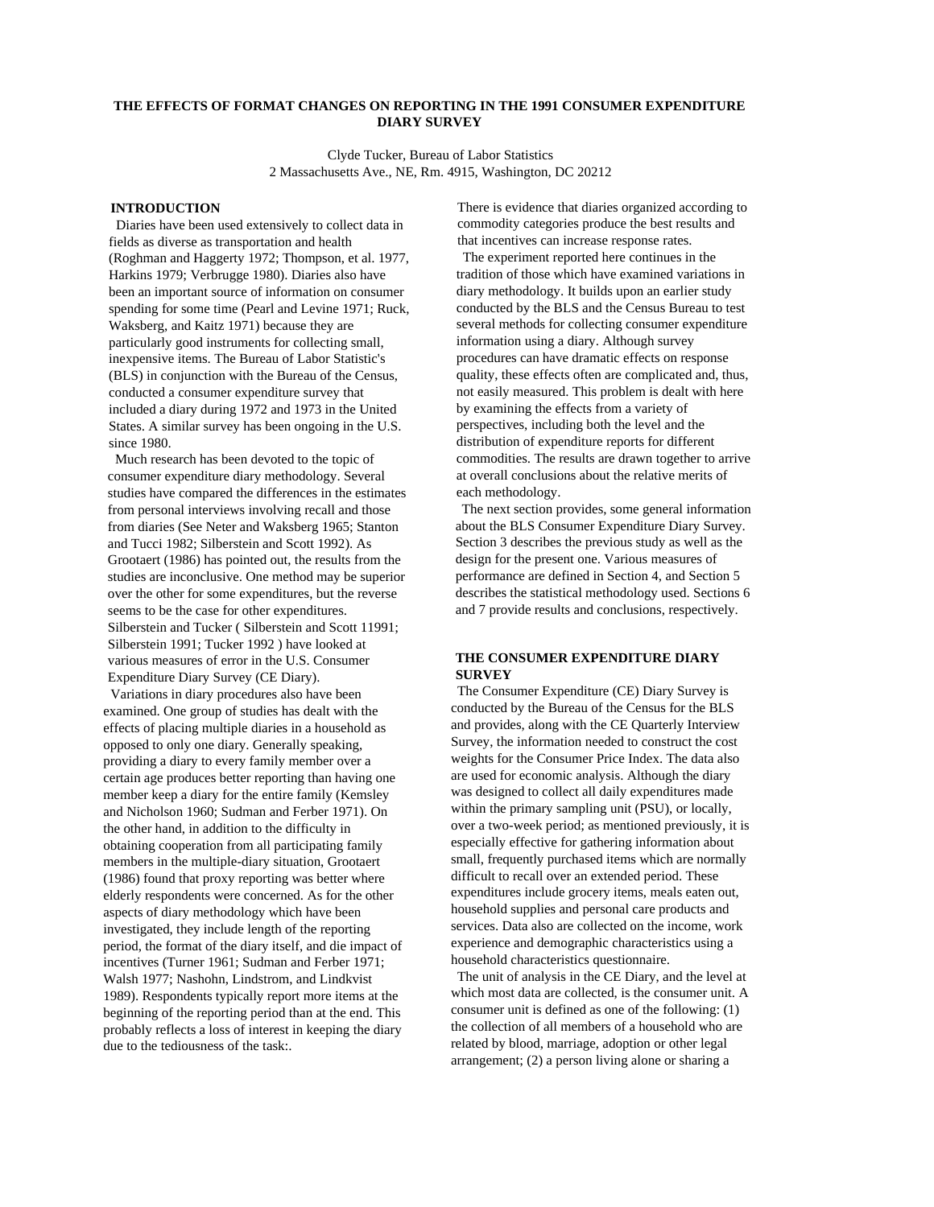# THE EFFECTS OF FORMAT CHANGES ON REPORTING IN THE 1991 CONSUMER EXPENDITURE DIARY SURVEY

Clyde Tucker, Bureau of Labor Statistics
2 Massachusetts Ave., NE, Rm. 4915, Washington, DC 20212

## INTRODUCTION

Diaries have been used extensively to collect data in fields as diverse as transportation and health (Roghman and Haggerty 1972; Thompson, et al. 1977, Harkins 1979; Verbrugge 1980). Diaries also have been an important source of information on consumer spending for some time (Pearl and Levine 1971; Ruck, Waksberg, and Kaitz 1971) because they are particularly good instruments for collecting small, inexpensive items. The Bureau of Labor Statistic's (BLS) in conjunction with the Bureau of the Census, conducted a consumer expenditure survey that included a diary during 1972 and 1973 in the United States. A similar survey has been ongoing in the U.S. since 1980.

Much research has been devoted to the topic of consumer expenditure diary methodology. Several studies have compared the differences in the estimates from personal interviews involving recall and those from diaries (See Neter and Waksberg 1965; Stanton and Tucci 1982; Silberstein and Scott 1992). As Grootaert (1986) has pointed out, the results from the studies are inconclusive. One method may be superior over the other for some expenditures, but the reverse seems to be the case for other expenditures. Silberstein and Tucker ( Silberstein and Scott 11991; Silberstein 1991; Tucker 1992 ) have looked at various measures of error in the U.S. Consumer Expenditure Diary Survey (CE Diary).

Variations in diary procedures also have been examined. One group of studies has dealt with the effects of placing multiple diaries in a household as opposed to only one diary. Generally speaking, providing a diary to every family member over a certain age produces better reporting than having one member keep a diary for the entire family (Kemsley and Nicholson 1960; Sudman and Ferber 1971). On the other hand, in addition to the difficulty in obtaining cooperation from all participating family members in the multiple-diary situation, Grootaert (1986) found that proxy reporting was better where elderly respondents were concerned. As for the other aspects of diary methodology which have been investigated, they include length of the reporting period, the format of the diary itself, and die impact of incentives (Turner 1961; Sudman and Ferber 1971; Walsh 1977; Nashohn, Lindstrom, and Lindkvist 1989). Respondents typically report more items at the beginning of the reporting period than at the end. This probably reflects a loss of interest in keeping the diary due to the tediousness of the task:. There is evidence that diaries organized according to commodity categories produce the best results and that incentives can increase response rates.

The experiment reported here continues in the tradition of those which have examined variations in diary methodology. It builds upon an earlier study conducted by the BLS and the Census Bureau to test several methods for collecting consumer expenditure information using a diary. Although survey procedures can have dramatic effects on response quality, these effects often are complicated and, thus, not easily measured. This problem is dealt with here by examining the effects from a variety of perspectives, including both the level and the distribution of expenditure reports for different commodities. The results are drawn together to arrive at overall conclusions about the relative merits of each methodology.

The next section provides, some general information about the BLS Consumer Expenditure Diary Survey. Section 3 describes the previous study as well as the design for the present one. Various measures of performance are defined in Section 4, and Section 5 describes the statistical methodology used. Sections 6 and 7 provide results and conclusions, respectively.

## THE CONSUMER EXPENDITURE DIARY SURVEY

The Consumer Expenditure (CE) Diary Survey is conducted by the Bureau of the Census for the BLS and provides, along with the CE Quarterly Interview Survey, the information needed to construct the cost weights for the Consumer Price Index. The data also are used for economic analysis. Although the diary was designed to collect all daily expenditures made within the primary sampling unit (PSU), or locally, over a two-week period; as mentioned previously, it is especially effective for gathering information about small, frequently purchased items which are normally difficult to recall over an extended period. These expenditures include grocery items, meals eaten out, household supplies and personal care products and services. Data also are collected on the income, work experience and demographic characteristics using a household characteristics questionnaire.

The unit of analysis in the CE Diary, and the level at which most data are collected, is the consumer unit. A consumer unit is defined as one of the following: (1) the collection of all members of a household who are related by blood, marriage, adoption or other legal arrangement; (2) a person living alone or sharing a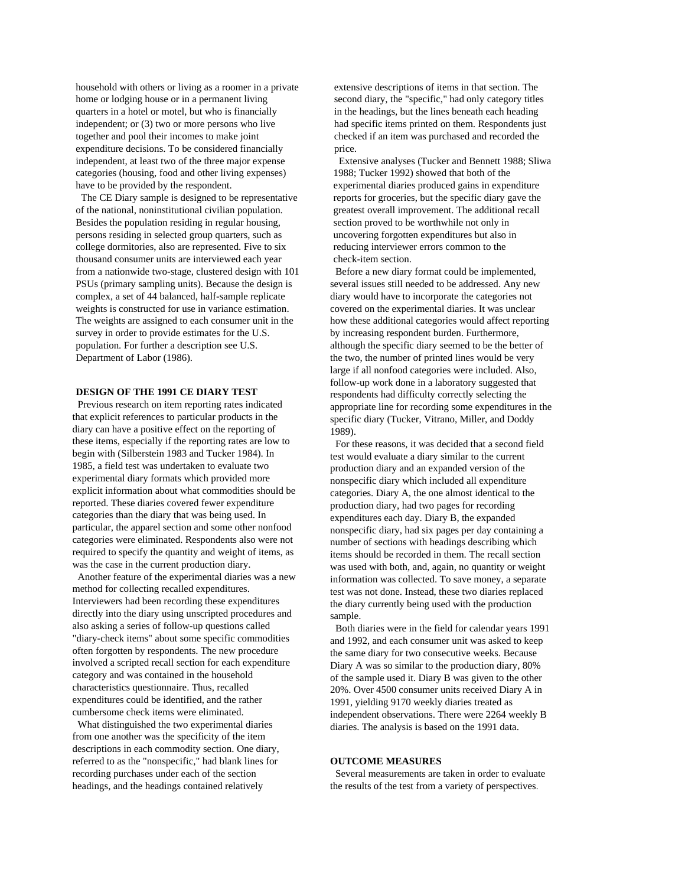household with others or living as a roomer in a private home or lodging house or in a permanent living quarters in a hotel or motel, but who is financially independent; or (3) two or more persons who live together and pool their incomes to make joint expenditure decisions. To be considered financially independent, at least two of the three major expense categories (housing, food and other living expenses) have to be provided by the respondent.

The CE Diary sample is designed to be representative of the national, noninstitutional civilian population. Besides the population residing in regular housing, persons residing in selected group quarters, such as college dormitories, also are represented. Five to six thousand consumer units are interviewed each year from a nationwide two-stage, clustered design with 101 PSUs (primary sampling units). Because the design is complex, a set of 44 balanced, half-sample replicate weights is constructed for use in variance estimation. The weights are assigned to each consumer unit in the survey in order to provide estimates for the U.S. population. For further a description see U.S. Department of Labor (1986).

## DESIGN OF THE 1991 CE DIARY TEST

Previous research on item reporting rates indicated that explicit references to particular products in the diary can have a positive effect on the reporting of these items, especially if the reporting rates are low to begin with (Silberstein 1983 and Tucker 1984). In 1985, a field test was undertaken to evaluate two experimental diary formats which provided more explicit information about what commodities should be reported. These diaries covered fewer expenditure categories than the diary that was being used. In particular, the apparel section and some other nonfood categories were eliminated. Respondents also were not required to specify the quantity and weight of items, as was the case in the current production diary.

Another feature of the experimental diaries was a new method for collecting recalled expenditures. Interviewers had been recording these expenditures directly into the diary using unscripted procedures and also asking a series of follow-up questions called "diary-check items" about some specific commodities often forgotten by respondents. The new procedure involved a scripted recall section for each expenditure category and was contained in the household characteristics questionnaire. Thus, recalled expenditures could be identified, and the rather cumbersome check items were eliminated.

What distinguished the two experimental diaries from one another was the specificity of the item descriptions in each commodity section. One diary, referred to as the "nonspecific," had blank lines for recording purchases under each of the section headings, and the headings contained relatively extensive descriptions of items in that section. The second diary, the "specific," had only category titles in the headings, but the lines beneath each heading had specific items printed on them. Respondents just checked if an item was purchased and recorded the price.

Extensive analyses (Tucker and Bennett 1988; Sliwa 1988; Tucker 1992) showed that both of the experimental diaries produced gains in expenditure reports for groceries, but the specific diary gave the greatest overall improvement. The additional recall section proved to be worthwhile not only in uncovering forgotten expenditures but also in reducing interviewer errors common to the check-item section.

Before a new diary format could be implemented, several issues still needed to be addressed. Any new diary would have to incorporate the categories not covered on the experimental diaries. It was unclear how these additional categories would affect reporting by increasing respondent burden. Furthermore, although the specific diary seemed to be the better of the two, the number of printed lines would be very large if all nonfood categories were included. Also, follow-up work done in a laboratory suggested that respondents had difficulty correctly selecting the appropriate line for recording some expenditures in the specific diary (Tucker, Vitrano, Miller, and Doddy 1989).

For these reasons, it was decided that a second field test would evaluate a diary similar to the current production diary and an expanded version of the nonspecific diary which included all expenditure categories. Diary A, the one almost identical to the production diary, had two pages for recording expenditures each day. Diary B, the expanded nonspecific diary, had six pages per day containing a number of sections with headings describing which items should be recorded in them. The recall section was used with both, and, again, no quantity or weight information was collected. To save money, a separate test was not done. Instead, these two diaries replaced the diary currently being used with the production sample.

Both diaries were in the field for calendar years 1991 and 1992, and each consumer unit was asked to keep the same diary for two consecutive weeks. Because Diary A was so similar to the production diary, 80% of the sample used it. Diary B was given to the other 20%. Over 4500 consumer units received Diary A in 1991, yielding 9170 weekly diaries treated as independent observations. There were 2264 weekly B diaries. The analysis is based on the 1991 data.

## OUTCOME MEASURES

Several measurements are taken in order to evaluate the results of the test from a variety of perspectives.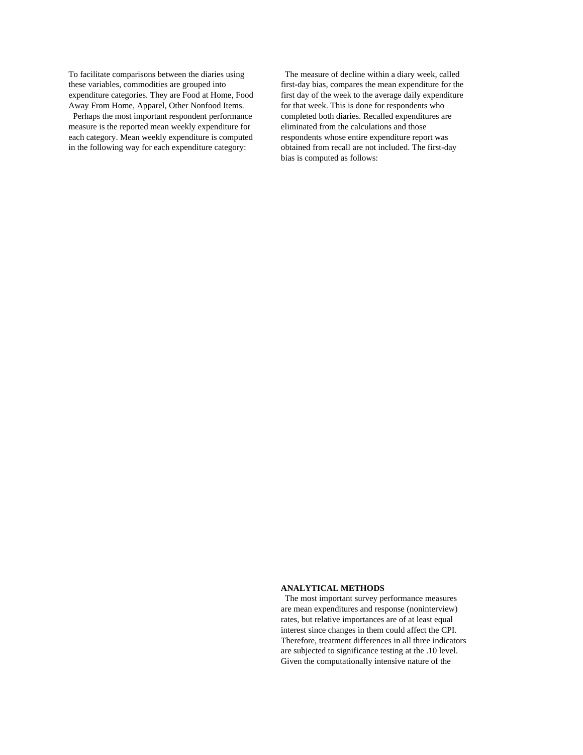To facilitate comparisons between the diaries using these variables, commodities are grouped into expenditure categories. They are Food at Home, Food Away From Home, Apparel, Other Nonfood Items.

Perhaps the most important respondent performance measure is the reported mean weekly expenditure for each category. Mean weekly expenditure is computed in the following way for each expenditure category:

The measure of decline within a diary week, called first-day bias, compares the mean expenditure for the first day of the week to the average daily expenditure for that week. This is done for respondents who completed both diaries. Recalled expenditures are eliminated from the calculations and those respondents whose entire expenditure report was obtained from recall are not included. The first-day bias is computed as follows:

## ANALYTICAL METHODS

The most important survey performance measures are mean expenditures and response (noninterview) rates, but relative importances are of at least equal interest since changes in them could affect the CPI. Therefore, treatment differences in all three indicators are subjected to significance testing at the .10 level. Given the computationally intensive nature of the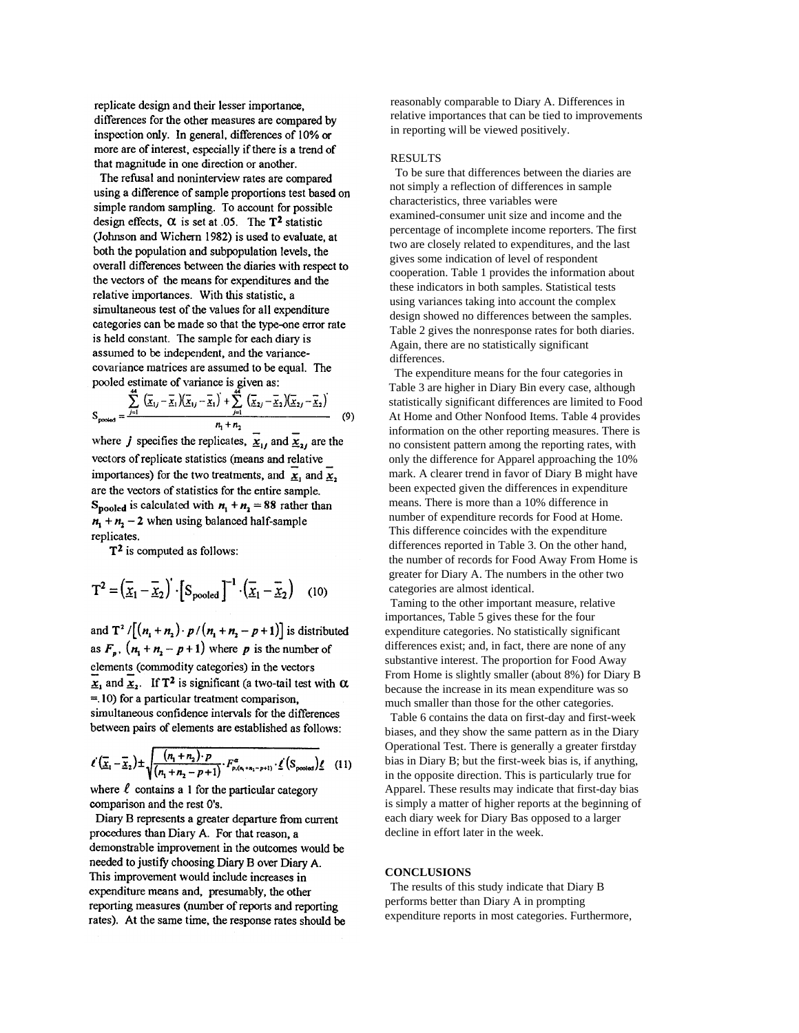replicate design and their lesser importance, differences for the other measures are compared by inspection only. In general, differences of 10% or more are of interest, especially if there is a trend of that magnitude in one direction or another.

The refusal and noninterview rates are compared using a difference of sample proportions test based on simple random sampling. To account for possible design effects, $\alpha$ is set at .05. The $\mathbf{T^2}$ statistic (Johnson and Wichern 1982) is used to evaluate, at both the population and subpopulation levels, the overall differences between the diaries with respect to the vectors of the means for expenditures and the relative importances. With this statistic, a simultaneous test of the values for all expenditure categories can be made so that the type-one error rate is held constant. The sample for each diary is assumed to be independent, and the variance-covariance matrices are assumed to be equal. The pooled estimate of variance is given as:

$$\mathbf{S}_{\text{pooled}} = \frac{\sum_{j=1}^{44}(\underline{\bar{x}}_{1j}-\underline{\bar{x}}_1)(\underline{\bar{x}}_{1j}-\underline{\bar{x}}_1)' + \sum_{j=1}^{44}(\underline{\bar{x}}_{2j}-\underline{\bar{x}}_2)(\underline{\bar{x}}_{2j}-\underline{\bar{x}}_2)'}{n_1+n_2} \quad (9)$$

where $j$ specifies the replicates, $\underline{\bar{x}}_{1j}$ and $\underline{\bar{x}}_{2j}$ are the vectors of replicate statistics (means and relative importances) for the two treatments, and $\underline{\bar{x}}_1$ and $\underline{\bar{x}}_2$ are the vectors of statistics for the entire sample. $\mathbf{S_{pooled}}$ is calculated with $n_1 + n_2 = 88$ rather than $n_1 + n_2 - 2$ when using balanced half-sample replicates.

$\mathbf{T^2}$ is computed as follows:

$$\mathrm{T}^2 = \left(\underline{\bar{x}}_1 - \underline{\bar{x}}_2\right)' \cdot \left[\mathrm{S}_{\text{pooled}}\right]^{-1} \cdot \left(\underline{\bar{x}}_1 - \underline{\bar{x}}_2\right) \quad (10)$$

and $\mathbf{T}^2/\left[(n_1+n_2)\cdot p/(n_1+n_2-p+1)\right]$ is distributed as $F_p$, $(n_1+n_2-p+1)$ where $p$ is the number of elements (commodity categories) in the vectors $\underline{\bar{x}}_1$ and $\underline{\bar{x}}_2$. If $\mathbf{T^2}$ is significant (a two-tail test with $\alpha$ =.10) for a particular treatment comparison, simultaneous confidence intervals for the differences between pairs of elements are established as follows:

$$\ell'(\underline{\bar{x}}_1 - \underline{\bar{x}}_2) \pm \sqrt{\frac{(n_1+n_2)\cdot p}{(n_1+n_2-p+1)} \cdot F^{\alpha}_{p,(n_1+n_2-p+1)} \cdot \underline{\ell}'(\mathrm{S}_{\text{pooled}})\underline{\ell}} \quad (11)$$

where $\ell$ contains a 1 for the particular category comparison and the rest 0's.

Diary B represents a greater departure from current procedures than Diary A. For that reason, a demonstrable improvement in the outcomes would be needed to justify choosing Diary B over Diary A. This improvement would include increases in expenditure means and, presumably, the other reporting measures (number of reports and reporting rates). At the same time, the response rates should be reasonably comparable to Diary A. Differences in relative importances that can be tied to improvements in reporting will be viewed positively.

RESULTS

To be sure that differences between the diaries are not simply a reflection of differences in sample characteristics, three variables were examined-consumer unit size and income and the percentage of incomplete income reporters. The first two are closely related to expenditures, and the last gives some indication of level of respondent cooperation. Table 1 provides the information about these indicators in both samples. Statistical tests using variances taking into account the complex design showed no differences between the samples. Table 2 gives the nonresponse rates for both diaries. Again, there are no statistically significant differences.

The expenditure means for the four categories in Table 3 are higher in Diary Bin every case, although statistically significant differences are limited to Food At Home and Other Nonfood Items. Table 4 provides information on the other reporting measures. There is no consistent pattern among the reporting rates, with only the difference for Apparel approaching the 10% mark. A clearer trend in favor of Diary B might have been expected given the differences in expenditure means. There is more than a 10% difference in number of expenditure records for Food at Home. This difference coincides with the expenditure differences reported in Table 3. On the other hand, the number of records for Food Away From Home is greater for Diary A. The numbers in the other two categories are almost identical.

Taming to the other important measure, relative importances, Table 5 gives these for the four expenditure categories. No statistically significant differences exist; and, in fact, there are none of any substantive interest. The proportion for Food Away From Home is slightly smaller (about 8%) for Diary B because the increase in its mean expenditure was so much smaller than those for the other categories.

Table 6 contains the data on first-day and first-week biases, and they show the same pattern as in the Diary Operational Test. There is generally a greater firstday bias in Diary B; but the first-week bias is, if anything, in the opposite direction. This is particularly true for Apparel. These results may indicate that first-day bias is simply a matter of higher reports at the beginning of each diary week for Diary Bas opposed to a larger decline in effort later in the week.

**CONCLUSIONS**

The results of this study indicate that Diary B performs better than Diary A in prompting expenditure reports in most categories. Furthermore,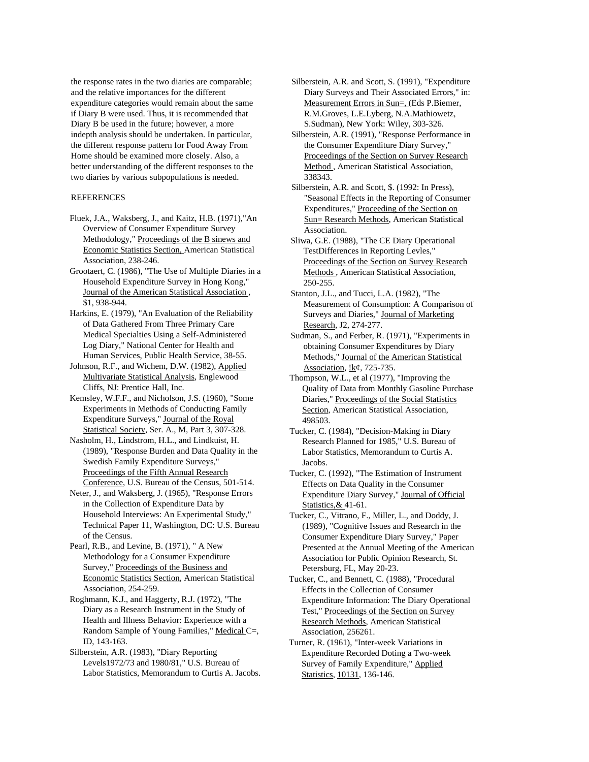the response rates in the two diaries are comparable; and the relative importances for the different expenditure categories would remain about the same if Diary B were used. Thus, it is recommended that Diary B be used in the future; however, a more indepth analysis should be undertaken. In particular, the different response pattern for Food Away From Home should be examined more closely. Also, a better understanding of the different responses to the two diaries by various subpopulations is needed.

REFERENCES

Fluek, J.A., Waksberg, J., and Kaitz, H.B. (1971),"An Overview of Consumer Expenditure Survey Methodology," Proceedings of the B sinews and Economic Statistics Section, American Statistical Association, 238-246.

Grootaert, C. (1986), "The Use of Multiple Diaries in a Household Expenditure Survey in Hong Kong," Journal of the American Statistical Association , $1, 938-944.

Harkins, E. (1979), "An Evaluation of the Reliability of Data Gathered From Three Primary Care Medical Specialties Using a Self-Administered Log Diary," National Center for Health and Human Services, Public Health Service, 38-55.

Johnson, R.F., and Wichem, D.W. (1982), Applied Multivariate Statistical Analysis, Englewood Cliffs, NJ: Prentice Hall, Inc.

Kemsley, W.F.F., and Nicholson, J.S. (1960), "Some Experiments in Methods of Conducting Family Expenditure Surveys," Journal of the Royal Statistical Society, Ser. A., M, Part 3, 307-328.

Nasholm, H., Lindstrom, H.L., and Lindkuist, H. (1989), "Response Burden and Data Quality in the Swedish Family Expenditure Surveys," Proceedings of the Fifth Annual Research Conference, U.S. Bureau of the Census, 501-514.

Neter, J., and Waksberg, J. (1965), "Response Errors in the Collection of Expenditure Data by Household Interviews: An Experimental Study," Technical Paper 11, Washington, DC: U.S. Bureau of the Census.

Pearl, R.B., and Levine, B. (1971), " A New Methodology for a Consumer Expenditure Survey," Proceedings of the Business and Economic Statistics Section, American Statistical Association, 254-259.

Roghmann, K.J., and Haggerty, R.J. (1972), "The Diary as a Research Instrument in the Study of Health and Illness Behavior: Experience with a Random Sample of Young Families," Medical C=, ID, 143-163.

Silberstein, A.R. (1983), "Diary Reporting Levels1972/73 and 1980/81," U.S. Bureau of Labor Statistics, Memorandum to Curtis A. Jacobs.

Silberstein, A.R. and Scott, S. (1991), "Expenditure Diary Surveys and Their Associated Errors," in: Measurement Errors in Sun=, (Eds P.Biemer, R.M.Groves, L.E.Lyberg, N.A.Mathiowetz, S.Sudman), New York: Wiley, 303-326.

Silberstein, A.R. (1991), "Response Performance in the Consumer Expenditure Diary Survey," Proceedings of the Section on Survey Research Method , American Statistical Association, 338343.

Silberstein, A.R. and Scott, $. (1992: In Press), "Seasonal Effects in the Reporting of Consumer Expenditures," Proceeding of the Section on Sun= Research Methods, American Statistical Association.

Sliwa, G.E. (1988), "The CE Diary Operational TestDifferences in Reporting Levles," Proceedings of the Section on Survey Research Methods , American Statistical Association, 250-255.

Stanton, J.L., and Tucci, L.A. (1982), "The Measurement of Consumption: A Comparison of Surveys and Diaries," Journal of Marketing Research, J2, 274-277.

Sudman, S., and Ferber, R. (1971), "Experiments in obtaining Consumer Expenditures by Diary Methods," Journal of the American Statistical Association, !k¢, 725-735.

Thompson, W.L., et al (1977), "Improving the Quality of Data from Monthly Gasoline Purchase Diaries," Proceedings of the Social Statistics Section, American Statistical Association, 498503.

Tucker, C. (1984), "Decision-Making in Diary Research Planned for 1985," U.S. Bureau of Labor Statistics, Memorandum to Curtis A. Jacobs.

Tucker, C. (1992), "The Estimation of Instrument Effects on Data Quality in the Consumer Expenditure Diary Survey," Journal of Official Statistics,& 41-61.

Tucker, C., Vitrano, F., Miller, L., and Doddy, J. (1989), "Cognitive Issues and Research in the Consumer Expenditure Diary Survey," Paper Presented at the Annual Meeting of the American Association for Public Opinion Research, St. Petersburg, FL, May 20-23.

Tucker, C., and Bennett, C. (1988), "Procedural Effects in the Collection of Consumer Expenditure Information: The Diary Operational Test," Proceedings of the Section on Survey Research Methods, American Statistical Association, 256261.

Turner, R. (1961), "Inter-week Variations in Expenditure Recorded Doting a Two-week Survey of Family Expenditure," Applied Statistics, 10131, 136-146.